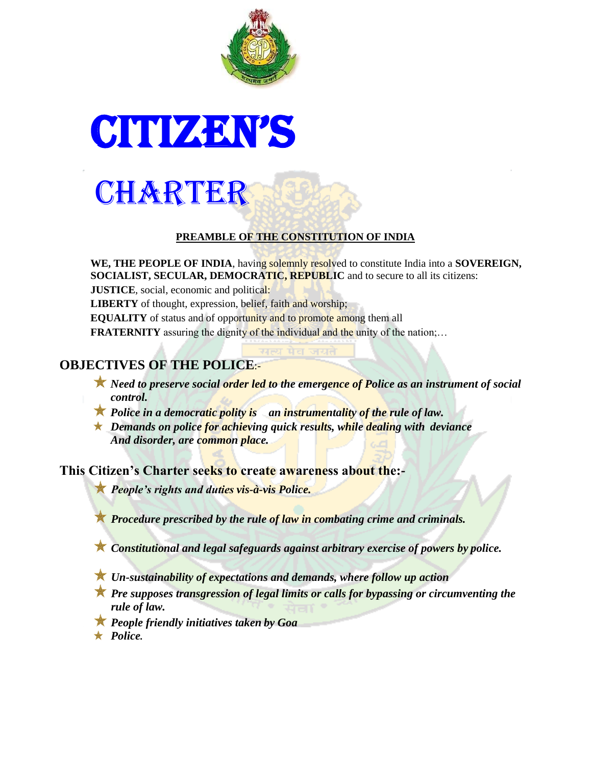# CITIZEN'S

# CHARTER

**PREAMBLE OF THE CONSTITUTION OF INDIA**

**WE, THE PEOPLE OF INDIA**, having solemnly resolved to constitute India into a **SOVEREIGN, SOCIALIST, SECULAR, DEMOCRATIC, REPUBLIC** and to secure to all its citizens:
**JUSTICE**, social, economic and political:
**LIBERTY** of thought, expression, belief, faith and worship;
**EQUALITY** of status and of opportunity and to promote among them all
**FRATERNITY** assuring the dignity of the individual and the unity of the nation;…

## OBJECTIVES OF THE POLICE:-

- ***Need to preserve social order led to the emergence of Police as an instrument of social control.***
- ***Police in a democratic polity is an instrumentality of the rule of law.***
- ***Demands on police for achieving quick results, while dealing with deviance And disorder, are common place.***

## This Citizen's Charter seeks to create awareness about the:-

- ***People's rights and duties vis-à-vis Police.***
- ***Procedure prescribed by the rule of law in combating crime and criminals.***
- ***Constitutional and legal safeguards against arbitrary exercise of powers by police.***
- ***Un-sustainability of expectations and demands, where follow up action***
- ***Pre supposes transgression of legal limits or calls for bypassing or circumventing the rule of law.***
- ***People friendly initiatives taken by Goa***
- ***Police.***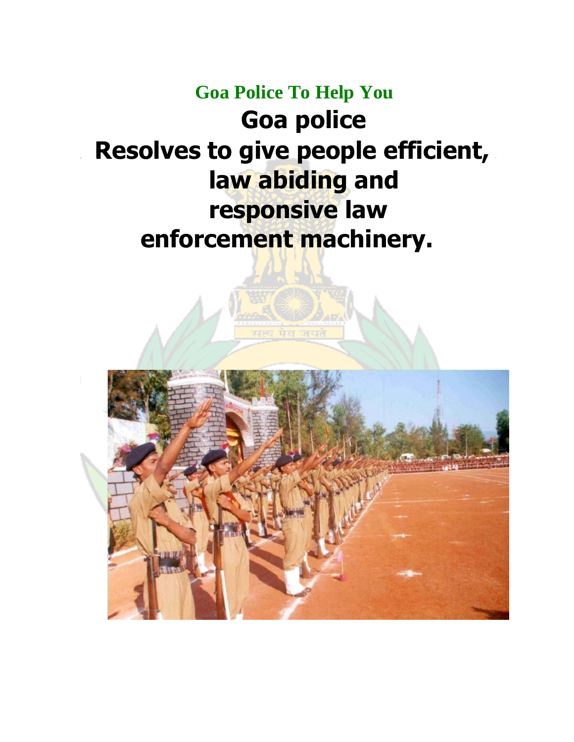**Goa Police To Help You**

# Goa police

## Resolves to give people efficient, law abiding and responsive law enforcement machinery.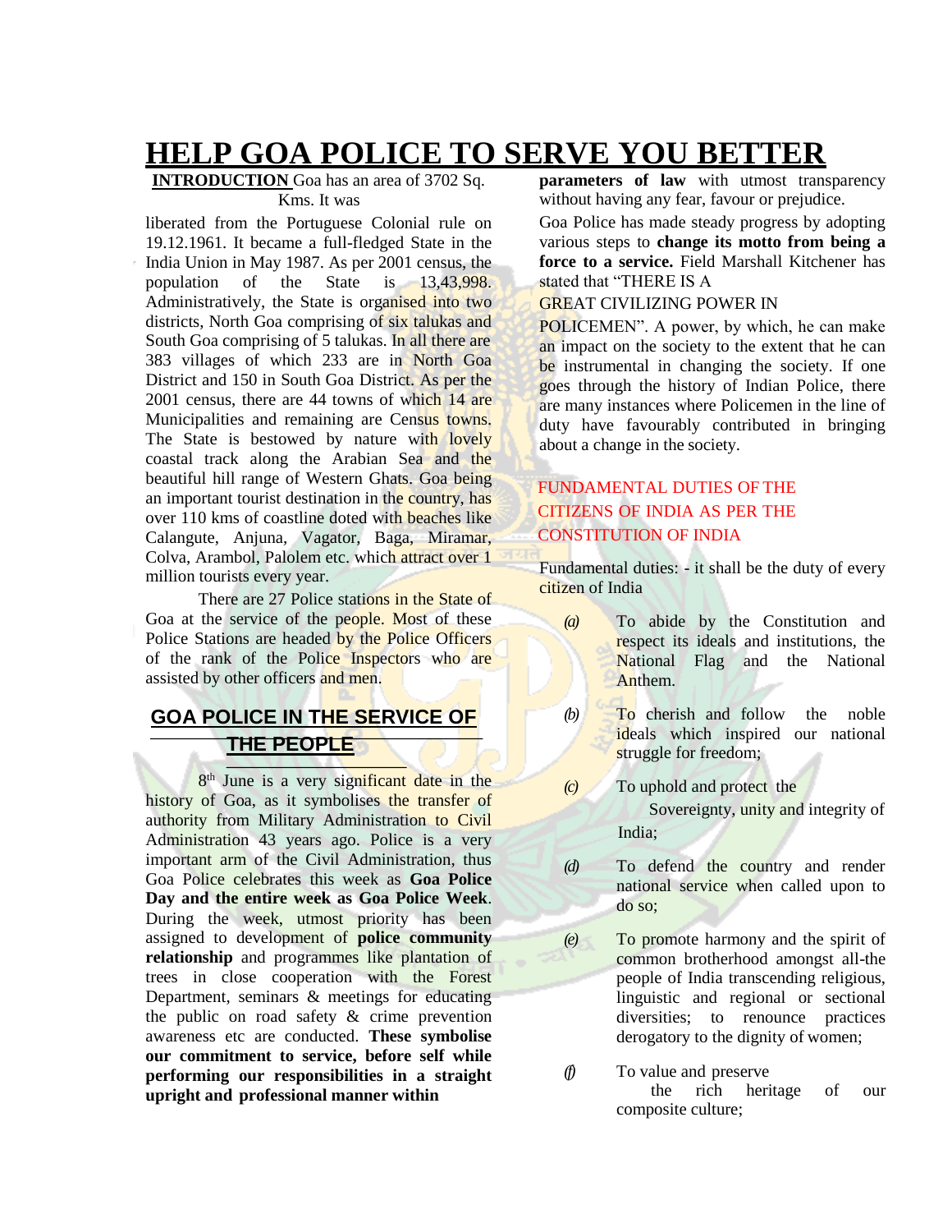# HELP GOA POLICE TO SERVE YOU BETTER

**INTRODUCTION** Goa has an area of 3702 Sq. Kms. It was liberated from the Portuguese Colonial rule on 19.12.1961. It became a full-fledged State in the India Union in May 1987. As per 2001 census, the population of the State is 13,43,998. Administratively, the State is organised into two districts, North Goa comprising of six talukas and South Goa comprising of 5 talukas. In all there are 383 villages of which 233 are in North Goa District and 150 in South Goa District. As per the 2001 census, there are 44 towns of which 14 are Municipalities and remaining are Census towns. The State is bestowed by nature with lovely coastal track along the Arabian Sea and the beautiful hill range of Western Ghats. Goa being an important tourist destination in the country, has over 110 kms of coastline doted with beaches like Calangute, Anjuna, Vagator, Baga, Miramar, Colva, Arambol, Palolem etc. which attract over 1 million tourists every year.

There are 27 Police stations in the State of Goa at the service of the people. Most of these Police Stations are headed by the Police Officers of the rank of the Police Inspectors who are assisted by other officers and men.

## GOA POLICE IN THE SERVICE OF THE PEOPLE

8th June is a very significant date in the history of Goa, as it symbolises the transfer of authority from Military Administration to Civil Administration 43 years ago. Police is a very important arm of the Civil Administration, thus Goa Police celebrates this week as **Goa Police Day and the entire week as Goa Police Week**. During the week, utmost priority has been assigned to development of **police community relationship** and programmes like plantation of trees in close cooperation with the Forest Department, seminars & meetings for educating the public on road safety & crime prevention awareness etc are conducted. **These symbolise our commitment to service, before self while performing our responsibilities in a straight upright and professional manner within parameters of law** with utmost transparency without having any fear, favour or prejudice.

Goa Police has made steady progress by adopting various steps to **change its motto from being a force to a service.** Field Marshall Kitchener has stated that "THERE IS A GREAT CIVILIZING POWER IN POLICEMEN". A power, by which, he can make an impact on the society to the extent that he can be instrumental in changing the society. If one goes through the history of Indian Police, there are many instances where Policemen in the line of duty have favourably contributed in bringing about a change in the society.

## FUNDAMENTAL DUTIES OF THE CITIZENS OF INDIA AS PER THE CONSTITUTION OF INDIA

Fundamental duties: - it shall be the duty of every citizen of India

*(a)* To abide by the Constitution and respect its ideals and institutions, the National Flag and the National Anthem.

*(b)* To cherish and follow the noble ideals which inspired our national struggle for freedom;

*(c)* To uphold and protect the Sovereignty, unity and integrity of India;

*(d)* To defend the country and render national service when called upon to do so;

*(e)* To promote harmony and the spirit of common brotherhood amongst all-the people of India transcending religious, linguistic and regional or sectional diversities; to renounce practices derogatory to the dignity of women;

*(f)* To value and preserve the rich heritage of our composite culture;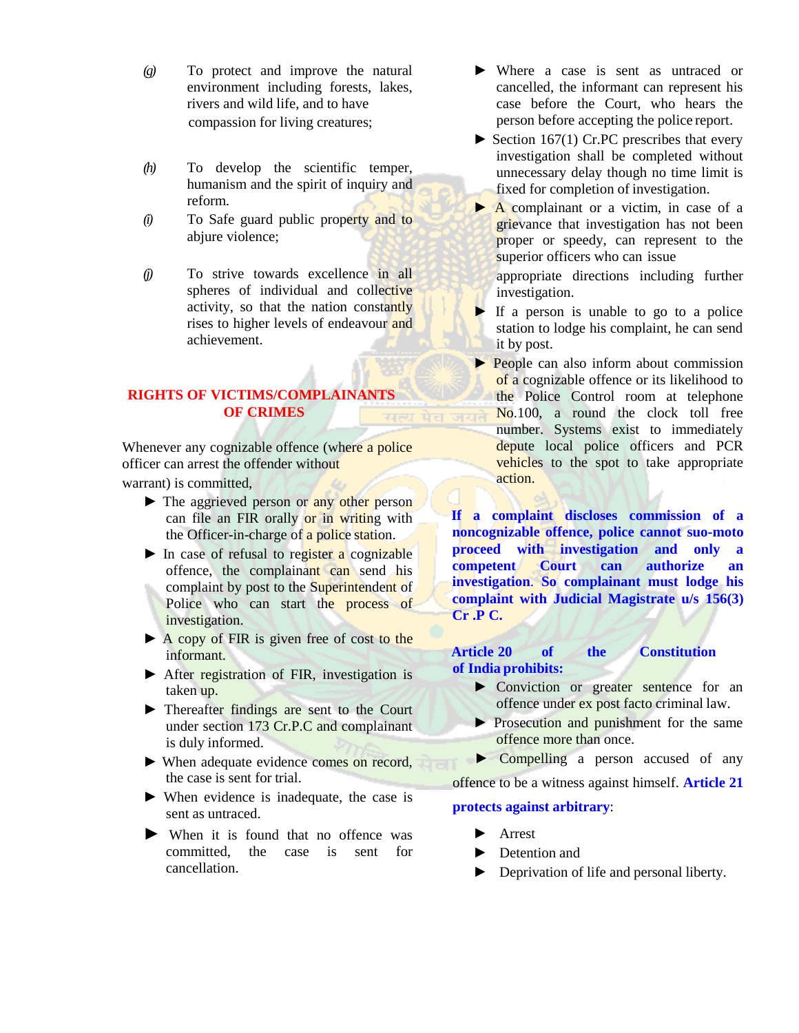(g) To protect and improve the natural environment including forests, lakes, rivers and wild life, and to have compassion for living creatures;

(h) To develop the scientific temper, humanism and the spirit of inquiry and reform.

(i) To Safe guard public property and to abjure violence;

(j) To strive towards excellence in all spheres of individual and collective activity, so that the nation constantly rises to higher levels of endeavour and achievement.

## RIGHTS OF VICTIMS/COMPLAINANTS OF CRIMES

Whenever any cognizable offence (where a police officer can arrest the offender without warrant) is committed,

- The aggrieved person or any other person can file an FIR orally or in writing with the Officer-in-charge of a police station.
- In case of refusal to register a cognizable offence, the complainant can send his complaint by post to the Superintendent of Police who can start the process of investigation.
- A copy of FIR is given free of cost to the informant.
- After registration of FIR, investigation is taken up.
- Thereafter findings are sent to the Court under section 173 Cr.P.C and complainant is duly informed.
- When adequate evidence comes on record, the case is sent for trial.
- When evidence is inadequate, the case is sent as untraced.
- When it is found that no offence was committed, the case is sent for cancellation.
- Where a case is sent as untraced or cancelled, the informant can represent his case before the Court, who hears the person before accepting the police report.
- Section 167(1) Cr.PC prescribes that every investigation shall be completed without unnecessary delay though no time limit is fixed for completion of investigation.
- A complainant or a victim, in case of a grievance that investigation has not been proper or speedy, can represent to the superior officers who can issue appropriate directions including further investigation.
- If a person is unable to go to a police station to lodge his complaint, he can send it by post.
- People can also inform about commission of a cognizable offence or its likelihood to the Police Control room at telephone No.100, a round the clock toll free number. Systems exist to immediately depute local police officers and PCR vehicles to the spot to take appropriate action.

**If a complaint discloses commission of a noncognizable offence, police cannot suo-moto proceed with investigation and only a competent Court can authorize an investigation. So complainant must lodge his complaint with Judicial Magistrate u/s 156(3) Cr .P C.**

**Article 20 of the Constitution of India prohibits:**

- Conviction or greater sentence for an offence under ex post facto criminal law.
- Prosecution and punishment for the same offence more than once.
- Compelling a person accused of any offence to be a witness against himself.

**Article 21 protects against arbitrary**:

- Arrest
- Detention and
- Deprivation of life and personal liberty.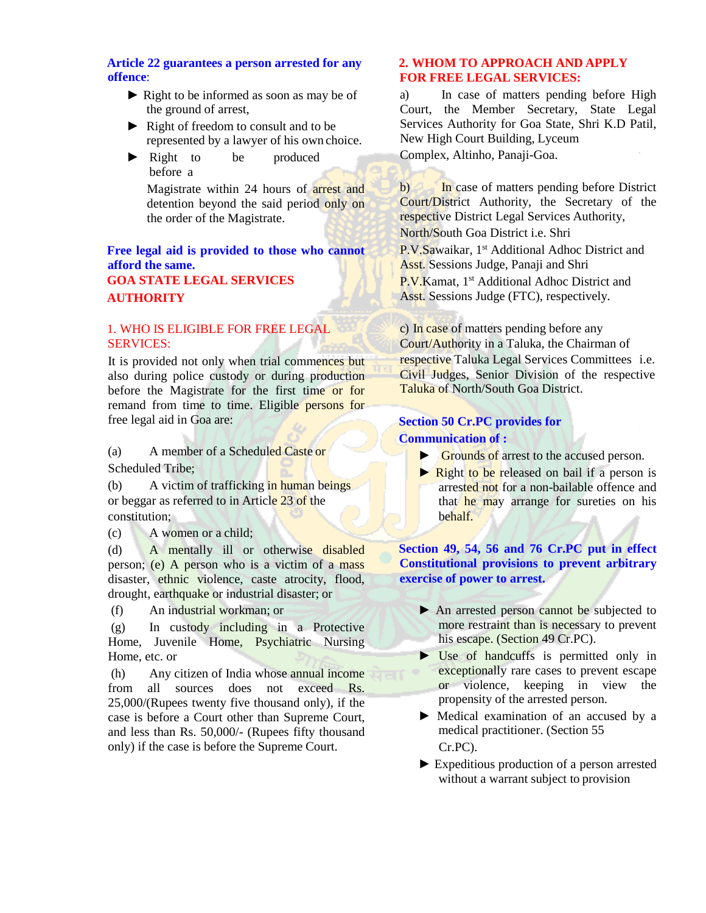**Article 22 guarantees a person arrested for any offence:**

- Right to be informed as soon as may be of the ground of arrest,
- Right of freedom to consult and to be represented by a lawyer of his own choice.
- Right to be produced before a Magistrate within 24 hours of arrest and detention beyond the said period only on the order of the Magistrate.

**Free legal aid is provided to those who cannot afford the same.**

## GOA STATE LEGAL SERVICES AUTHORITY

### 1. WHO IS ELIGIBLE FOR FREE LEGAL SERVICES:

It is provided not only when trial commences but also during police custody or during production before the Magistrate for the first time or for remand from time to time. Eligible persons for free legal aid in Goa are:

(a) A member of a Scheduled Caste or Scheduled Tribe;

(b) A victim of trafficking in human beings or beggar as referred to in Article 23 of the constitution;

(c) A women or a child;

(d) A mentally ill or otherwise disabled person; (e) A person who is a victim of a mass disaster, ethnic violence, caste atrocity, flood, drought, earthquake or industrial disaster; or

(f) An industrial workman; or

(g) In custody including in a Protective Home, Juvenile Home, Psychiatric Nursing Home, etc. or

(h) Any citizen of India whose annual income from all sources does not exceed Rs. 25,000/(Rupees twenty five thousand only), if the case is before a Court other than Supreme Court, and less than Rs. 50,000/- (Rupees fifty thousand only) if the case is before the Supreme Court.

### 2. WHOM TO APPROACH AND APPLY FOR FREE LEGAL SERVICES:

a) In case of matters pending before High Court, the Member Secretary, State Legal Services Authority for Goa State, Shri K.D Patil, New High Court Building, Lyceum Complex, Altinho, Panaji-Goa.

b) In case of matters pending before District Court/District Authority, the Secretary of the respective District Legal Services Authority, North/South Goa District i.e. Shri P.V.Sawaikar, 1st Additional Adhoc District and Asst. Sessions Judge, Panaji and Shri P.V.Kamat, 1st Additional Adhoc District and Asst. Sessions Judge (FTC), respectively.

c) In case of matters pending before any Court/Authority in a Taluka, the Chairman of respective Taluka Legal Services Committees i.e. Civil Judges, Senior Division of the respective Taluka of North/South Goa District.

**Section 50 Cr.PC provides for Communication of :**

- Grounds of arrest to the accused person.
- Right to be released on bail if a person is arrested not for a non-bailable offence and that he may arrange for sureties on his behalf.

**Section 49, 54, 56 and 76 Cr.PC put in effect Constitutional provisions to prevent arbitrary exercise of power to arrest.**

- An arrested person cannot be subjected to more restraint than is necessary to prevent his escape. (Section 49 Cr.PC).
- Use of handcuffs is permitted only in exceptionally rare cases to prevent escape or violence, keeping in view the propensity of the arrested person.
- Medical examination of an accused by a medical practitioner. (Section 55 Cr.PC).
- Expeditious production of a person arrested without a warrant subject to provision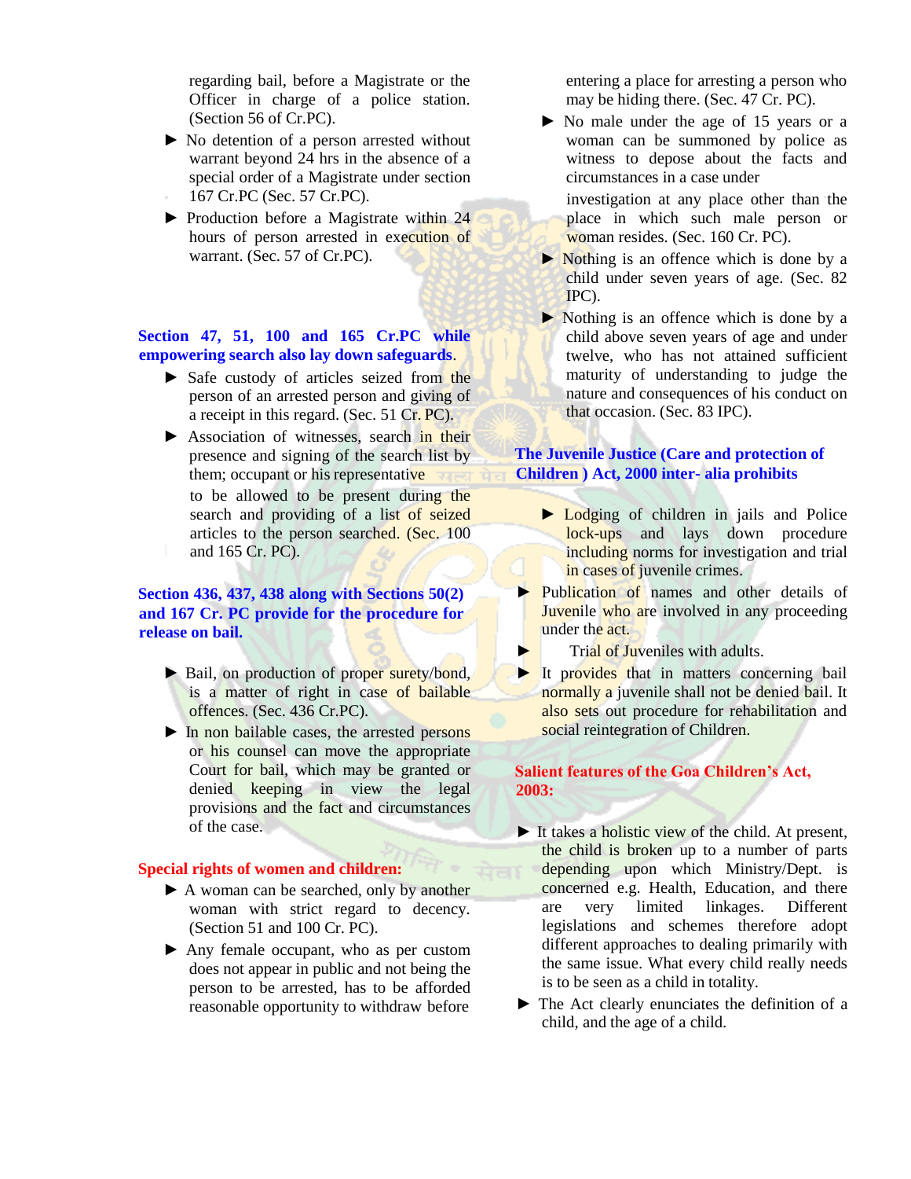regarding bail, before a Magistrate or the Officer in charge of a police station. (Section 56 of Cr.PC).

- No detention of a person arrested without warrant beyond 24 hrs in the absence of a special order of a Magistrate under section 167 Cr.PC (Sec. 57 Cr.PC).
- Production before a Magistrate within 24 hours of person arrested in execution of warrant. (Sec. 57 of Cr.PC).

**Section 47, 51, 100 and 165 Cr.PC while empowering search also lay down safeguards.**

- Safe custody of articles seized from the person of an arrested person and giving of a receipt in this regard. (Sec. 51 Cr. PC).
- Association of witnesses, search in their presence and signing of the search list by them; occupant or his representative to be allowed to be present during the search and providing of a list of seized articles to the person searched. (Sec. 100 and 165 Cr. PC).

**Section 436, 437, 438 along with Sections 50(2) and 167 Cr. PC provide for the procedure for release on bail.**

- Bail, on production of proper surety/bond, is a matter of right in case of bailable offences. (Sec. 436 Cr.PC).
- In non bailable cases, the arrested persons or his counsel can move the appropriate Court for bail, which may be granted or denied keeping in view the legal provisions and the fact and circumstances of the case.

**Special rights of women and children:**

- A woman can be searched, only by another woman with strict regard to decency. (Section 51 and 100 Cr. PC).
- Any female occupant, who as per custom does not appear in public and not being the person to be arrested, has to be afforded reasonable opportunity to withdraw before entering a place for arresting a person who may be hiding there. (Sec. 47 Cr. PC).
- No male under the age of 15 years or a woman can be summoned by police as witness to depose about the facts and circumstances in a case under investigation at any place other than the place in which such male person or woman resides. (Sec. 160 Cr. PC).
- Nothing is an offence which is done by a child under seven years of age. (Sec. 82 IPC).
- Nothing is an offence which is done by a child above seven years of age and under twelve, who has not attained sufficient maturity of understanding to judge the nature and consequences of his conduct on that occasion. (Sec. 83 IPC).

**The Juvenile Justice (Care and protection of Children ) Act, 2000 inter- alia prohibits**

- Lodging of children in jails and Police lock-ups and lays down procedure including norms for investigation and trial in cases of juvenile crimes.
- Publication of names and other details of Juvenile who are involved in any proceeding under the act.
- Trial of Juveniles with adults.
- It provides that in matters concerning bail normally a juvenile shall not be denied bail. It also sets out procedure for rehabilitation and social reintegration of Children.

**Salient features of the Goa Children's Act, 2003:**

- It takes a holistic view of the child. At present, the child is broken up to a number of parts depending upon which Ministry/Dept. is concerned e.g. Health, Education, and there are very limited linkages. Different legislations and schemes therefore adopt different approaches to dealing primarily with the same issue. What every child really needs is to be seen as a child in totality.
- The Act clearly enunciates the definition of a child, and the age of a child.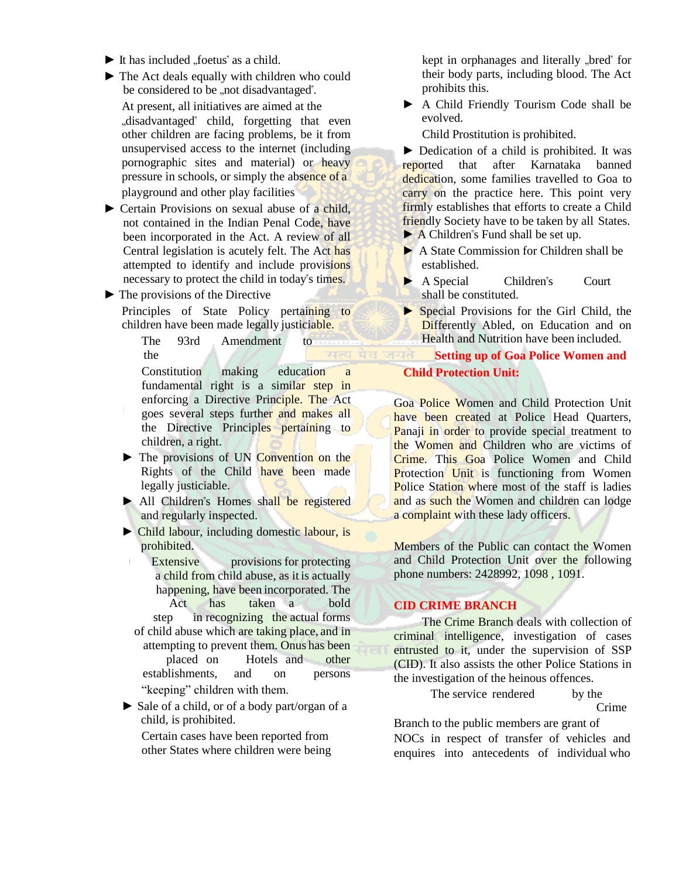- It has included „foetus" as a child.
- The Act deals equally with children who could be considered to be „not disadvantaged".

  At present, all initiatives are aimed at the „disadvantaged" child, forgetting that even other children are facing problems, be it from unsupervised access to the internet (including pornographic sites and material) or heavy pressure in schools, or simply the absence of a playground and other play facilities
- Certain Provisions on sexual abuse of a child, not contained in the Indian Penal Code, have been incorporated in the Act. A review of all Central legislation is acutely felt. The Act has attempted to identify and include provisions necessary to protect the child in today's times.
- The provisions of the Directive

  Principles of State Policy pertaining to children have been made legally justiciable.

  The 93rd Amendment to the Constitution making education a fundamental right is a similar step in enforcing a Directive Principle. The Act goes several steps further and makes all the Directive Principles pertaining to children, a right.
- The provisions of UN Convention on the Rights of the Child have been made legally justiciable.
- All Children's Homes shall be registered and regularly inspected.
- Child labour, including domestic labour, is prohibited.

  Extensive provisions for protecting a child from child abuse, as it is actually happening, have been incorporated. The Act has taken a bold step in recognizing the actual forms of child abuse which are taking place, and in attempting to prevent them. Onus has been placed on Hotels and other establishments, and on persons "keeping" children with them.
- Sale of a child, or of a body part/organ of a child, is prohibited.

  Certain cases have been reported from other States where children were being kept in orphanages and literally „bred" for their body parts, including blood. The Act prohibits this.
- A Child Friendly Tourism Code shall be evolved.

  Child Prostitution is prohibited.
- Dedication of a child is prohibited. It was reported that after Karnataka banned dedication, some families travelled to Goa to carry on the practice here. This point very firmly establishes that efforts to create a Child friendly Society have to be taken by all States.
- A Children's Fund shall be set up.
- A State Commission for Children shall be established.
- A Special Children's Court shall be constituted.
- Special Provisions for the Girl Child, the Differently Abled, on Education and on Health and Nutrition have been included.

## Setting up of Goa Police Women and Child Protection Unit:

Goa Police Women and Child Protection Unit have been created at Police Head Quarters, Panaji in order to provide special treatment to the Women and Children who are victims of Crime. This Goa Police Women and Child Protection Unit is functioning from Women Police Station where most of the staff is ladies and as such the Women and children can lodge a complaint with these lady officers.

Members of the Public can contact the Women and Child Protection Unit over the following phone numbers: 2428992, 1098 , 1091.

## CID CRIME BRANCH

The Crime Branch deals with collection of criminal intelligence, investigation of cases entrusted to it, under the supervision of SSP (CID). It also assists the other Police Stations in the investigation of the heinous offences.

The service rendered by the Crime Branch to the public members are grant of NOCs in respect of transfer of vehicles and enquires into antecedents of individual who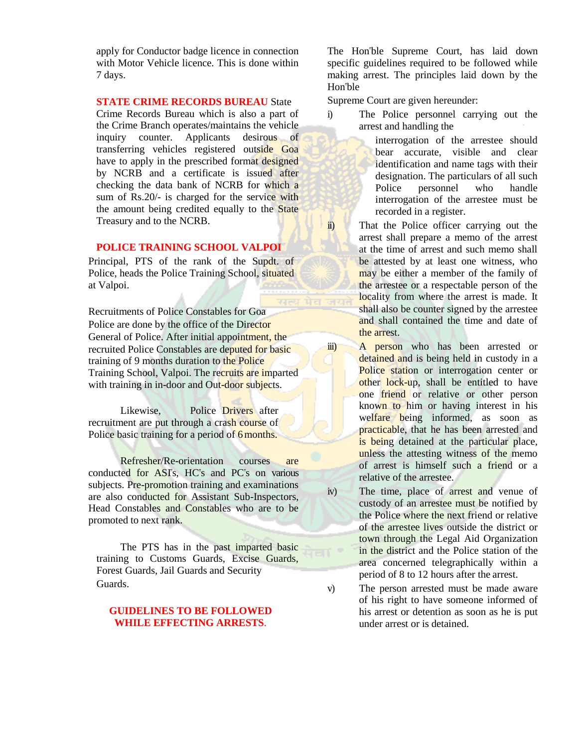apply for Conductor badge licence in connection with Motor Vehicle licence. This is done within 7 days.

**STATE CRIME RECORDS BUREAU** State Crime Records Bureau which is also a part of the Crime Branch operates/maintains the vehicle inquiry counter. Applicants desirous of transferring vehicles registered outside Goa have to apply in the prescribed format designed by NCRB and a certificate is issued after checking the data bank of NCRB for which a sum of Rs.20/- is charged for the service with the amount being credited equally to the State Treasury and to the NCRB.

## POLICE TRAINING SCHOOL VALPOI

Principal, PTS of the rank of the Supdt. of Police, heads the Police Training School, situated at Valpoi.

Recruitments of Police Constables for Goa Police are done by the office of the Director General of Police. After initial appointment, the recruited Police Constables are deputed for basic training of 9 months duration to the Police Training School, Valpoi. The recruits are imparted with training in in-door and Out-door subjects.

Likewise, Police Drivers after recruitment are put through a crash course of Police basic training for a period of 6 months.

Refresher/Re-orientation courses are conducted for ASI"s, HC"s and PC"s on various subjects. Pre-promotion training and examinations are also conducted for Assistant Sub-Inspectors, Head Constables and Constables who are to be promoted to next rank.

The PTS has in the past imparted basic training to Customs Guards, Excise Guards, Forest Guards, Jail Guards and Security Guards.

## GUIDELINES TO BE FOLLOWED WHILE EFFECTING ARRESTS.

The Hon"ble Supreme Court, has laid down specific guidelines required to be followed while making arrest. The principles laid down by the Hon"ble Supreme Court are given hereunder:

i) The Police personnel carrying out the arrest and handling the interrogation of the arrestee should bear accurate, visible and clear identification and name tags with their designation. The particulars of all such Police personnel who handle interrogation of the arrestee must be recorded in a register.

ii) That the Police officer carrying out the arrest shall prepare a memo of the arrest at the time of arrest and such memo shall be attested by at least one witness, who may be either a member of the family of the arrestee or a respectable person of the locality from where the arrest is made. It shall also be counter signed by the arrestee and shall contained the time and date of the arrest.

iii) A person who has been arrested or detained and is being held in custody in a Police station or interrogation center or other lock-up, shall be entitled to have one friend or relative or other person known to him or having interest in his welfare being informed, as soon as practicable, that he has been arrested and is being detained at the particular place, unless the attesting witness of the memo of arrest is himself such a friend or a relative of the arrestee.

iv) The time, place of arrest and venue of custody of an arrestee must be notified by the Police where the next friend or relative of the arrestee lives outside the district or town through the Legal Aid Organization in the district and the Police station of the area concerned telegraphically within a period of 8 to 12 hours after the arrest.

v) The person arrested must be made aware of his right to have someone informed of his arrest or detention as soon as he is put under arrest or is detained.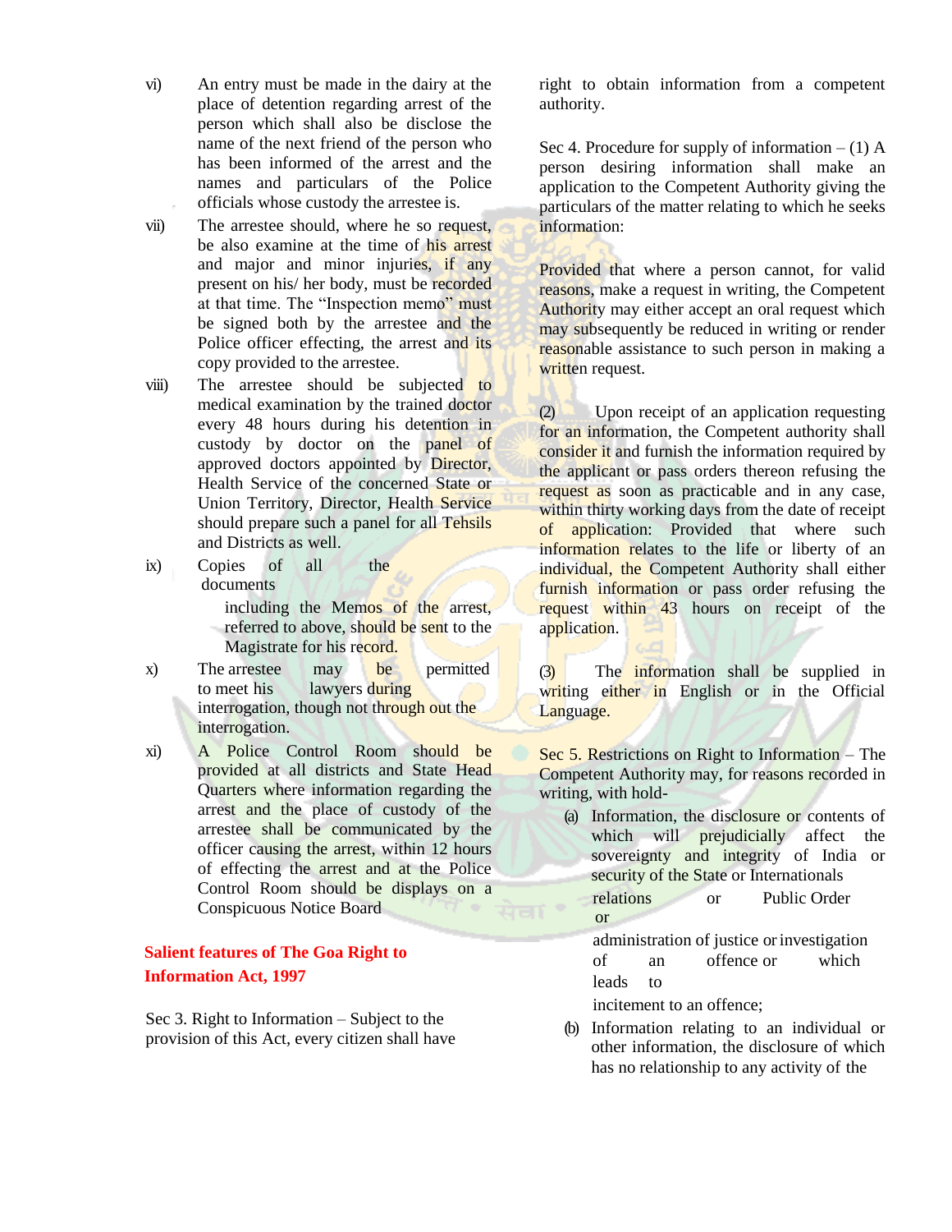vi) An entry must be made in the dairy at the place of detention regarding arrest of the person which shall also be disclose the name of the next friend of the person who has been informed of the arrest and the names and particulars of the Police officials whose custody the arrestee is.

vii) The arrestee should, where he so request, be also examine at the time of his arrest and major and minor injuries, if any present on his/ her body, must be recorded at that time. The "Inspection memo" must be signed both by the arrestee and the Police officer effecting, the arrest and its copy provided to the arrestee.

viii) The arrestee should be subjected to medical examination by the trained doctor every 48 hours during his detention in custody by doctor on the panel of approved doctors appointed by Director, Health Service of the concerned State or Union Territory, Director, Health Service should prepare such a panel for all Tehsils and Districts as well.

ix) Copies of all the documents including the Memos of the arrest, referred to above, should be sent to the Magistrate for his record.

x) The arrestee may be permitted to meet his lawyers during interrogation, though not through out the interrogation.

xi) A Police Control Room should be provided at all districts and State Head Quarters where information regarding the arrest and the place of custody of the arrestee shall be communicated by the officer causing the arrest, within 12 hours of effecting the arrest and at the Police Control Room should be displays on a Conspicuous Notice Board

## Salient features of The Goa Right to Information Act, 1997

Sec 3. Right to Information – Subject to the provision of this Act, every citizen shall have right to obtain information from a competent authority.

Sec 4. Procedure for supply of information – (1) A person desiring information shall make an application to the Competent Authority giving the particulars of the matter relating to which he seeks information:

Provided that where a person cannot, for valid reasons, make a request in writing, the Competent Authority may either accept an oral request which may subsequently be reduced in writing or render reasonable assistance to such person in making a written request.

(2) Upon receipt of an application requesting for an information, the Competent authority shall consider it and furnish the information required by the applicant or pass orders thereon refusing the request as soon as practicable and in any case, within thirty working days from the date of receipt of application: Provided that where such information relates to the life or liberty of an individual, the Competent Authority shall either furnish information or pass order refusing the request within 43 hours on receipt of the application.

(3) The information shall be supplied in writing either in English or in the Official Language.

Sec 5. Restrictions on Right to Information – The Competent Authority may, for reasons recorded in writing, with hold-

(a) Information, the disclosure or contents of which will prejudicially affect the sovereignty and integrity of India or security of the State or Internationals relations or Public Order or administration of justice or investigation of an offence or which leads to incitement to an offence;

(b) Information relating to an individual or other information, the disclosure of which has no relationship to any activity of the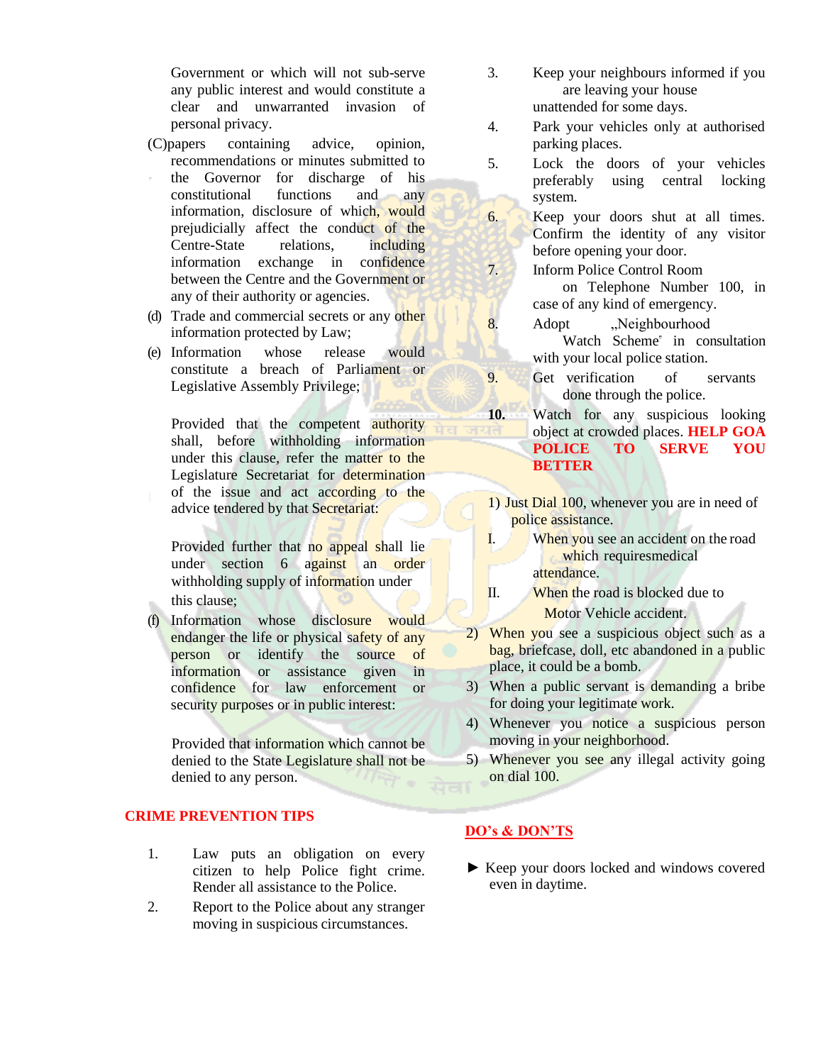Government or which will not sub-serve any public interest and would constitute a clear and unwarranted invasion of personal privacy.

(C)papers containing advice, opinion, recommendations or minutes submitted to the Governor for discharge of his constitutional functions and any information, disclosure of which, would prejudicially affect the conduct of the Centre-State relations, including information exchange in confidence between the Centre and the Government or any of their authority or agencies.

(d) Trade and commercial secrets or any other information protected by Law;

(e) Information whose release would constitute a breach of Parliament or Legislative Assembly Privilege;

Provided that the competent authority shall, before withholding information under this clause, refer the matter to the Legislature Secretariat for determination of the issue and act according to the advice tendered by that Secretariat:

Provided further that no appeal shall lie under section 6 against an order withholding supply of information under this clause;

(f) Information whose disclosure would endanger the life or physical safety of any person or identify the source of information or assistance given in confidence for law enforcement or security purposes or in public interest:

Provided that information which cannot be denied to the State Legislature shall not be denied to any person.

## CRIME PREVENTION TIPS

1. Law puts an obligation on every citizen to help Police fight crime. Render all assistance to the Police.
2. Report to the Police about any stranger moving in suspicious circumstances.
3. Keep your neighbours informed if you are leaving your house unattended for some days.
4. Park your vehicles only at authorised parking places.
5. Lock the doors of your vehicles preferably using central locking system.
6. Keep your doors shut at all times. Confirm the identity of any visitor before opening your door.
7. Inform Police Control Room on Telephone Number 100, in case of any kind of emergency.
8. Adopt „Neighbourhood Watch Scheme" in consultation with your local police station.
9. Get verification of servants done through the police.
10. Watch for any suspicious looking object at crowded places. **HELP GOA POLICE TO SERVE YOU BETTER**

1) Just Dial 100, whenever you are in need of police assistance.
   - I. When you see an accident on the road which requiresmedical attendance.
   - II. When the road is blocked due to Motor Vehicle accident.
2) When you see a suspicious object such as a bag, briefcase, doll, etc abandoned in a public place, it could be a bomb.
3) When a public servant is demanding a bribe for doing your legitimate work.
4) Whenever you notice a suspicious person moving in your neighborhood.
5) Whenever you see any illegal activity going on dial 100.

## DO's & DON'TS

► Keep your doors locked and windows covered even in daytime.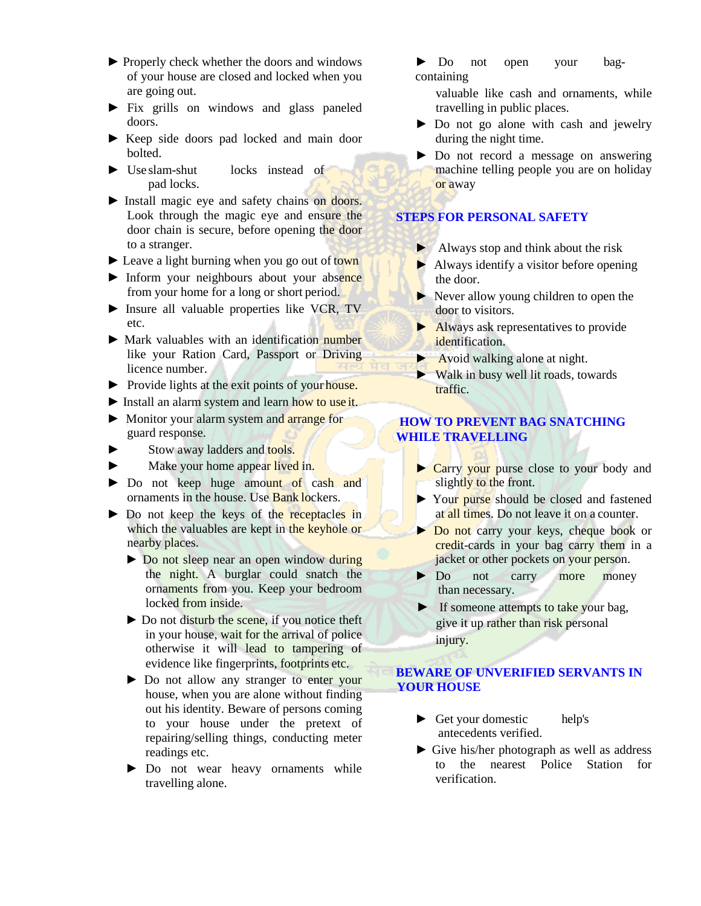- Properly check whether the doors and windows of your house are closed and locked when you are going out.
- Fix grills on windows and glass paneled doors.
- Keep side doors pad locked and main door bolted.
- Use slam-shut locks instead of pad locks.
- Install magic eye and safety chains on doors. Look through the magic eye and ensure the door chain is secure, before opening the door to a stranger.
- Leave a light burning when you go out of town
- Inform your neighbours about your absence from your home for a long or short period.
- Insure all valuable properties like VCR, TV etc.
- Mark valuables with an identification number like your Ration Card, Passport or Driving licence number.
- Provide lights at the exit points of your house.
- Install an alarm system and learn how to use it.
- Monitor your alarm system and arrange for guard response.
- Stow away ladders and tools.
- Make your home appear lived in.
- Do not keep huge amount of cash and ornaments in the house. Use Bank lockers.
- Do not keep the keys of the receptacles in which the valuables are kept in the keyhole or nearby places.
  - Do not sleep near an open window during the night. A burglar could snatch the ornaments from you. Keep your bedroom locked from inside.
  - Do not disturb the scene, if you notice theft in your house, wait for the arrival of police otherwise it will lead to tampering of evidence like fingerprints, footprints etc.
  - Do not allow any stranger to enter your house, when you are alone without finding out his identity. Beware of persons coming to your house under the pretext of repairing/selling things, conducting meter readings etc.
  - Do not wear heavy ornaments while travelling alone.
- Do not open your bag-containing valuable like cash and ornaments, while travelling in public places.
- Do not go alone with cash and jewelry during the night time.
- Do not record a message on answering machine telling people you are on holiday or away

## STEPS FOR PERSONAL SAFETY

- Always stop and think about the risk
- Always identify a visitor before opening the door.
- Never allow young children to open the door to visitors.
- Always ask representatives to provide identification.
- Avoid walking alone at night.
- Walk in busy well lit roads, towards traffic.

## HOW TO PREVENT BAG SNATCHING WHILE TRAVELLING

- Carry your purse close to your body and slightly to the front.
- Your purse should be closed and fastened at all times. Do not leave it on a counter.
- Do not carry your keys, cheque book or credit-cards in your bag carry them in a jacket or other pockets on your person.
- Do not carry more money than necessary.
- If someone attempts to take your bag, give it up rather than risk personal injury.

## BEWARE OF UNVERIFIED SERVANTS IN YOUR HOUSE

- Get your domestic help's antecedents verified.
- Give his/her photograph as well as address to the nearest Police Station for verification.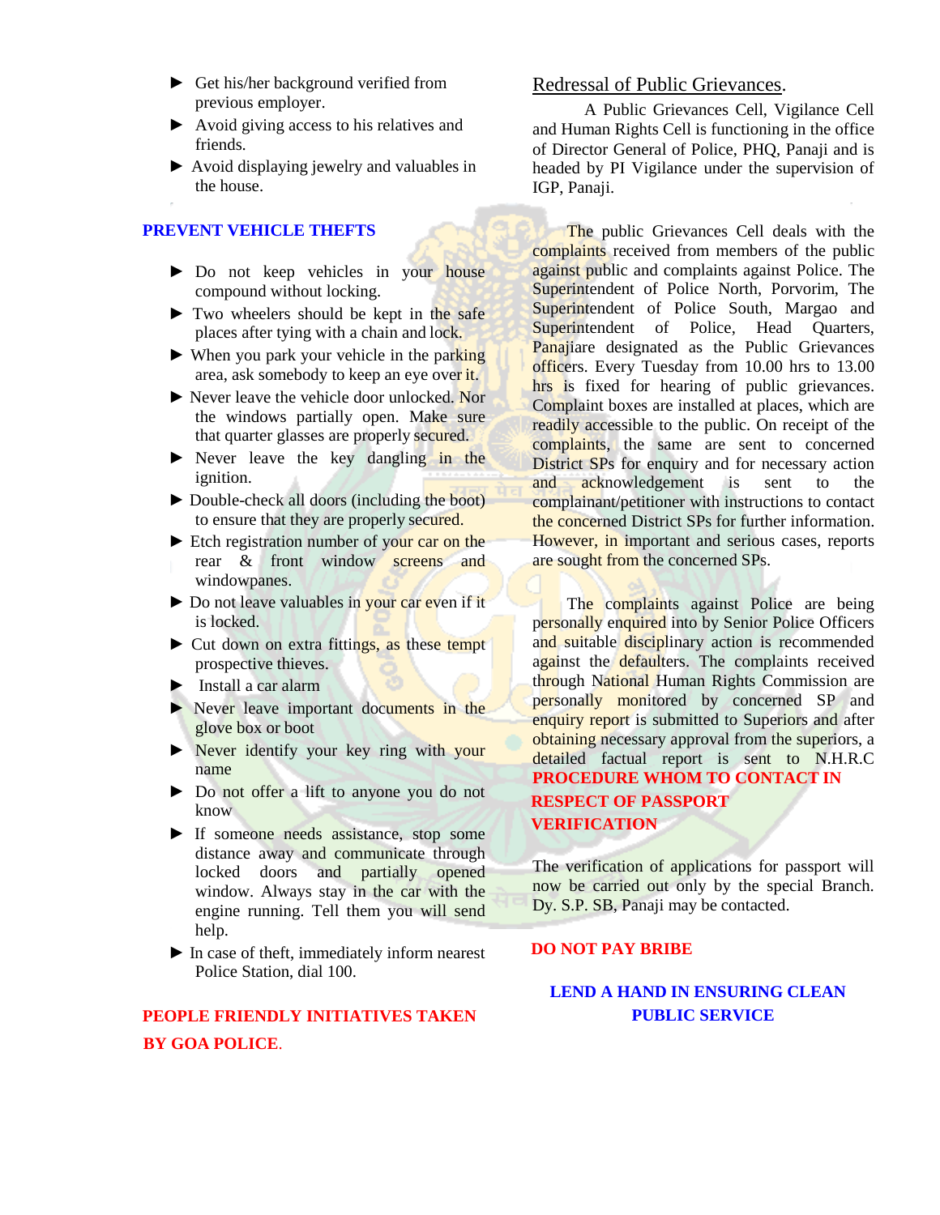- Get his/her background verified from previous employer.
- Avoid giving access to his relatives and friends.
- Avoid displaying jewelry and valuables in the house.

## PREVENT VEHICLE THEFTS

- Do not keep vehicles in your house compound without locking.
- Two wheelers should be kept in the safe places after tying with a chain and lock.
- When you park your vehicle in the parking area, ask somebody to keep an eye over it.
- Never leave the vehicle door unlocked. Nor the windows partially open. Make sure that quarter glasses are properly secured.
- Never leave the key dangling in the ignition.
- Double-check all doors (including the boot) to ensure that they are properly secured.
- Etch registration number of your car on the rear & front window screens and windowpanes.
- Do not leave valuables in your car even if it is locked.
- Cut down on extra fittings, as these tempt prospective thieves.
- Install a car alarm
- Never leave important documents in the glove box or boot
- Never identify your key ring with your name
- Do not offer a lift to anyone you do not know
- If someone needs assistance, stop some distance away and communicate through locked doors and partially opened window. Always stay in the car with the engine running. Tell them you will send help.
- In case of theft, immediately inform nearest Police Station, dial 100.

## PEOPLE FRIENDLY INITIATIVES TAKEN BY GOA POLICE.

## Redressal of Public Grievances.

A Public Grievances Cell, Vigilance Cell and Human Rights Cell is functioning in the office of Director General of Police, PHQ, Panaji and is headed by PI Vigilance under the supervision of IGP, Panaji.

The public Grievances Cell deals with the complaints received from members of the public against public and complaints against Police. The Superintendent of Police North, Porvorim, The Superintendent of Police South, Margao and Superintendent of Police, Head Quarters, Panajiare designated as the Public Grievances officers. Every Tuesday from 10.00 hrs to 13.00 hrs is fixed for hearing of public grievances. Complaint boxes are installed at places, which are readily accessible to the public. On receipt of the complaints, the same are sent to concerned District SPs for enquiry and for necessary action and acknowledgement is sent to the complainant/petitioner with instructions to contact the concerned District SPs for further information. However, in important and serious cases, reports are sought from the concerned SPs.

The complaints against Police are being personally enquired into by Senior Police Officers and suitable disciplinary action is recommended against the defaulters. The complaints received through National Human Rights Commission are personally monitored by concerned SP and enquiry report is submitted to Superiors and after obtaining necessary approval from the superiors, a detailed factual report is sent to N.H.R.C

## PROCEDURE WHOM TO CONTACT IN RESPECT OF PASSPORT VERIFICATION

The verification of applications for passport will now be carried out only by the special Branch. Dy. S.P. SB, Panaji may be contacted.

**DO NOT PAY BRIBE**

**LEND A HAND IN ENSURING CLEAN PUBLIC SERVICE**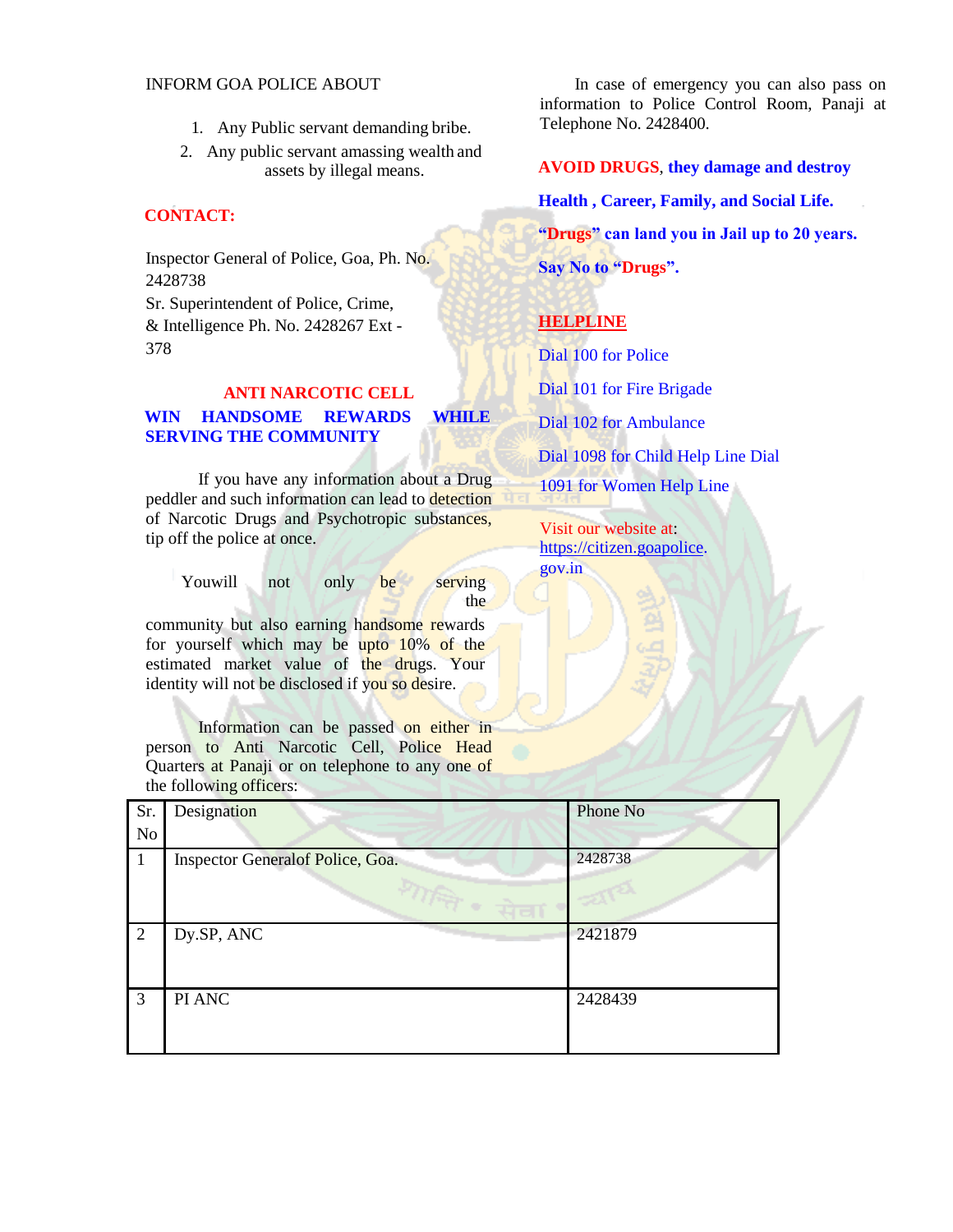INFORM GOA POLICE ABOUT

1. Any Public servant demanding bribe.
2. Any public servant amassing wealth and assets by illegal means.

**CONTACT:**

Inspector General of Police, Goa, Ph. No. 2428738
Sr. Superintendent of Police, Crime, & Intelligence Ph. No. 2428267 Ext - 378

**ANTI NARCOTIC CELL**

**WIN HANDSOME REWARDS WHILE SERVING THE COMMUNITY**

If you have any information about a Drug peddler and such information can lead to detection of Narcotic Drugs and Psychotropic substances, tip off the police at once.

Youwill not only be serving the community but also earning handsome rewards for yourself which may be upto 10% of the estimated market value of the drugs. Your identity will not be disclosed if you so desire.

Information can be passed on either in person to Anti Narcotic Cell, Police Head Quarters at Panaji or on telephone to any one of the following officers:

| Sr. No | Designation | Phone No |
|---|---|---|
| 1 | Inspector Generalof Police, Goa. | 2428738 |
| 2 | Dy.SP, ANC | 2421879 |
| 3 | PI ANC | 2428439 |

In case of emergency you can also pass on information to Police Control Room, Panaji at Telephone No. 2428400.

**AVOID DRUGS, they damage and destroy Health , Career, Family, and Social Life.**

**"Drugs" can land you in Jail up to 20 years.**

**Say No to "Drugs".**

**HELPLINE**

Dial 100 for Police

Dial 101 for Fire Brigade

Dial 102 for Ambulance

Dial 1098 for Child Help Line Dial

1091 for Women Help Line

Visit our website at: https://citizen.goapolice.gov.in